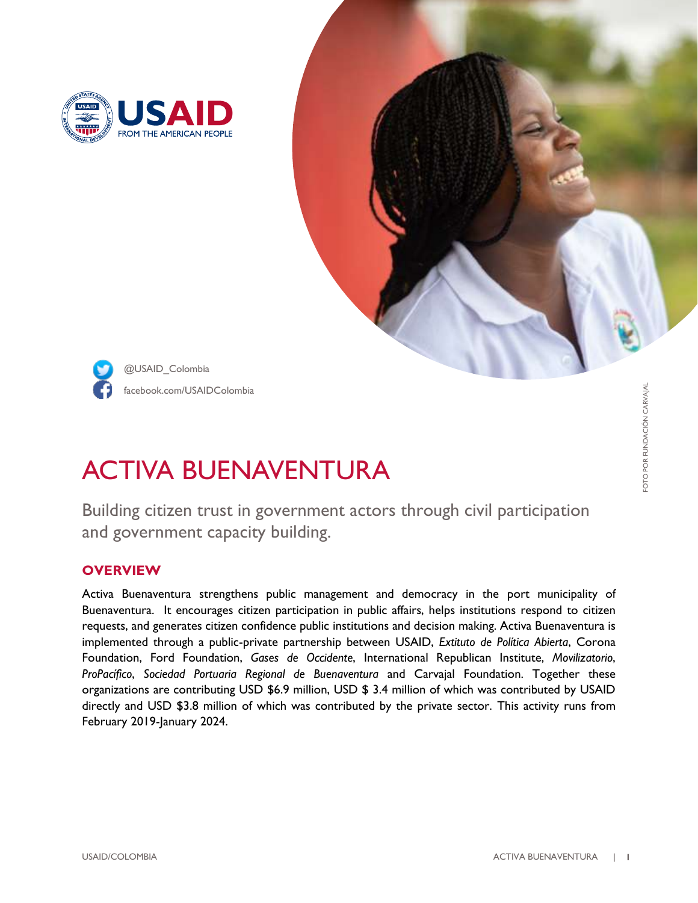@USAID_Colombia

facebook.com/USAIDColombia

FOTO POR FUNDACIÓN CARVAJAL

# ACTIVA BUENAVENTURA

Building citizen trust in government actors through civil participation and government capacity building.

## OVERVIEW

Activa Buenaventura strengthens public management and democracy in the port municipality of Buenaventura. It encourages citizen participation in public affairs, helps institutions respond to citizen requests, and generates citizen confidence public institutions and decision making. Activa Buenaventura is implemented through a public-private partnership between USAID, *Extituto de Política Abierta*, Corona Foundation, Ford Foundation, *Gases de Occidente*, International Republican Institute, *Movilizatorio*, *ProPacífico*, *Sociedad Portuaria Regional de Buenaventura* and Carvajal Foundation. Together these organizations are contributing USD $6.9 million, USD $ 3.4 million of which was contributed by USAID directly and USD $3.8 million of which was contributed by the private sector. This activity runs from February 2019-January 2024.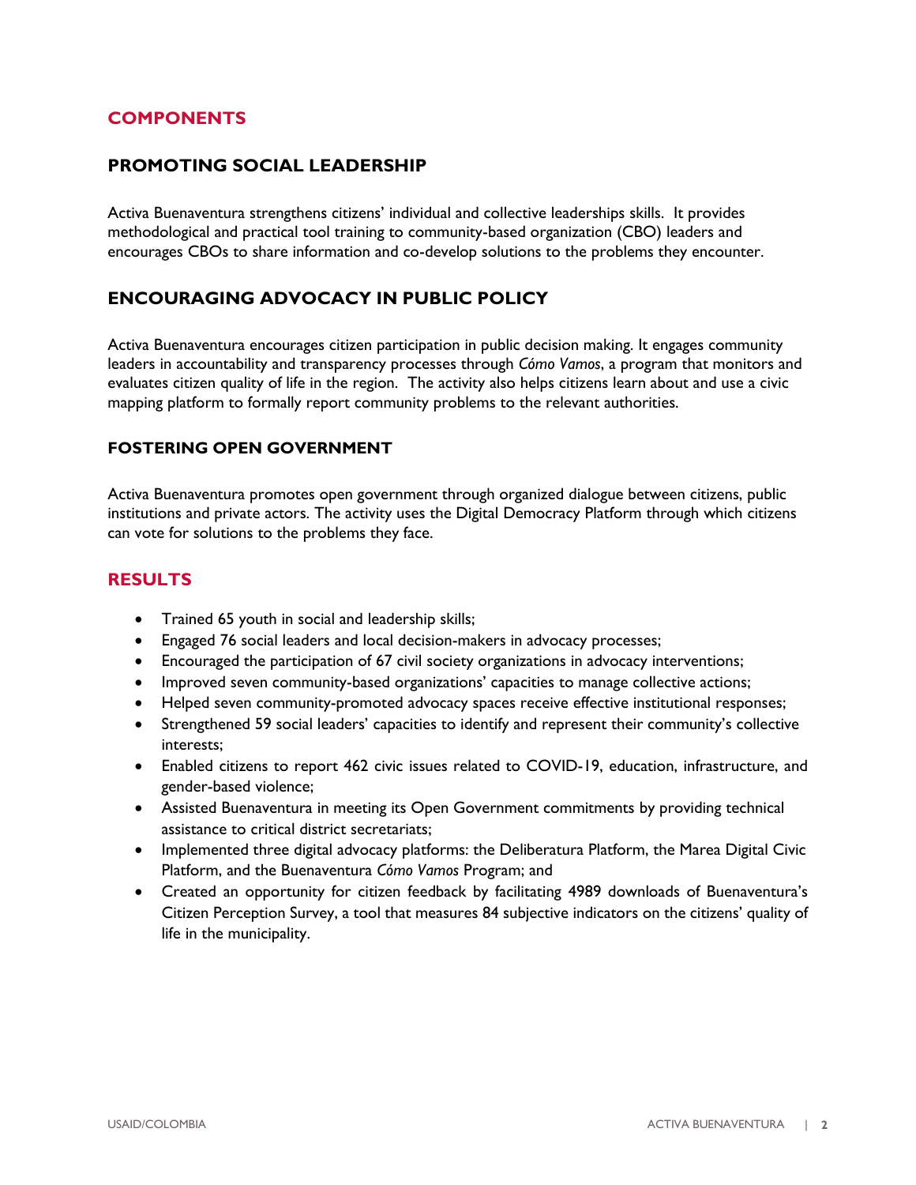## COMPONENTS

### PROMOTING SOCIAL LEADERSHIP

Activa Buenaventura strengthens citizens' individual and collective leaderships skills. It provides methodological and practical tool training to community-based organization (CBO) leaders and encourages CBOs to share information and co-develop solutions to the problems they encounter.

### ENCOURAGING ADVOCACY IN PUBLIC POLICY

Activa Buenaventura encourages citizen participation in public decision making. It engages community leaders in accountability and transparency processes through *Cómo Vamos*, a program that monitors and evaluates citizen quality of life in the region. The activity also helps citizens learn about and use a civic mapping platform to formally report community problems to the relevant authorities.

#### FOSTERING OPEN GOVERNMENT

Activa Buenaventura promotes open government through organized dialogue between citizens, public institutions and private actors. The activity uses the Digital Democracy Platform through which citizens can vote for solutions to the problems they face.

## RESULTS

- Trained 65 youth in social and leadership skills;
- Engaged 76 social leaders and local decision-makers in advocacy processes;
- Encouraged the participation of 67 civil society organizations in advocacy interventions;
- Improved seven community-based organizations' capacities to manage collective actions;
- Helped seven community-promoted advocacy spaces receive effective institutional responses;
- Strengthened 59 social leaders' capacities to identify and represent their community's collective interests;
- Enabled citizens to report 462 civic issues related to COVID-19, education, infrastructure, and gender-based violence;
- Assisted Buenaventura in meeting its Open Government commitments by providing technical assistance to critical district secretariats;
- Implemented three digital advocacy platforms: the Deliberatura Platform, the Marea Digital Civic Platform, and the Buenaventura *Cómo Vamos* Program; and
- Created an opportunity for citizen feedback by facilitating 4989 downloads of Buenaventura's Citizen Perception Survey, a tool that measures 84 subjective indicators on the citizens' quality of life in the municipality.